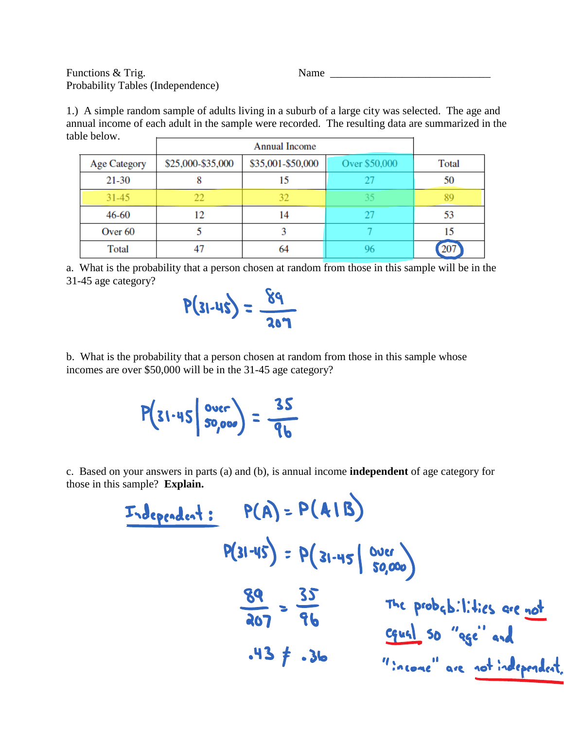Functions & Trig.
Probability Tables (Independence)

Name ______________________________

1.) A simple random sample of adults living in a suburb of a large city was selected. The age and annual income of each adult in the sample were recorded. The resulting data are summarized in the table below.

| | Annual Income | | | |
|---|---|---|---|---|
| Age Category | \$25,000-\$35,000 | \$35,001-\$50,000 | Over \$50,000 | Total |
| 21-30 | 8 | 15 | 27 | 50 |
| 31-45 | 22 | 32 | 35 | 89 |
| 46-60 | 12 | 14 | 27 | 53 |
| Over 60 | 5 | 3 | 7 | 15 |
| Total | 47 | 64 | 96 | 207 |

a. What is the probability that a person chosen at random from those in this sample will be in the 31-45 age category?

$$P(31\text{-}45) = \frac{89}{207}$$

b. What is the probability that a person chosen at random from those in this sample whose incomes are over \$50,000 will be in the 31-45 age category?

$$P(31\text{-}45 \mid \text{over } 50{,}000) = \frac{35}{96}$$

c. Based on your answers in parts (a) and (b), is annual income **independent** of age category for those in this sample? **Explain.**

Independent: $P(A) = P(A \mid B)$

$$P(31\text{-}45) = P(31\text{-}45 \mid \text{over } 50{,}000)$$

$$\frac{89}{207} = \frac{35}{96}$$

$$.43 \neq .36$$

The probabilities are not equal so "age" and "income" are not independent.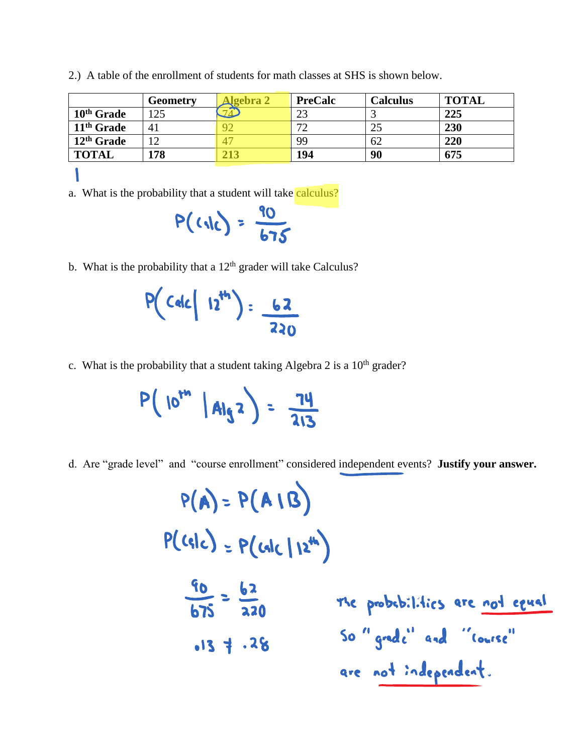2.) A table of the enrollment of students for math classes at SHS is shown below.

| | Geometry | Algebra 2 | PreCalc | Calculus | TOTAL |
|---|---|---|---|---|---|
| **10th Grade** | 125 | 74 | 23 | 3 | **225** |
| **11th Grade** | 41 | 92 | 72 | 25 | **230** |
| **12th Grade** | 12 | 47 | 99 | 62 | **220** |
| **TOTAL** | **178** | **213** | **194** | **90** | **675** |

a. What is the probability that a student will take calculus?

$$P(\text{calc}) = \frac{90}{675}$$

b. What is the probability that a 12th grader will take Calculus?

$$P(\text{Calc} \mid 12^{th}) = \frac{62}{220}$$

c. What is the probability that a student taking Algebra 2 is a 10th grader?

$$P(10^{th} \mid \text{Alg } 2) = \frac{74}{213}$$

d. Are "grade level" and "course enrollment" considered independent events? **Justify your answer.**

$$P(A) = P(A \mid B)$$

$$P(\text{calc}) = P(\text{calc} \mid 12^{th})$$

$$\frac{90}{675} = \frac{62}{220}$$

$$.13 \neq .28$$

The probabilities are not equal so "grade" and "course" are not independent.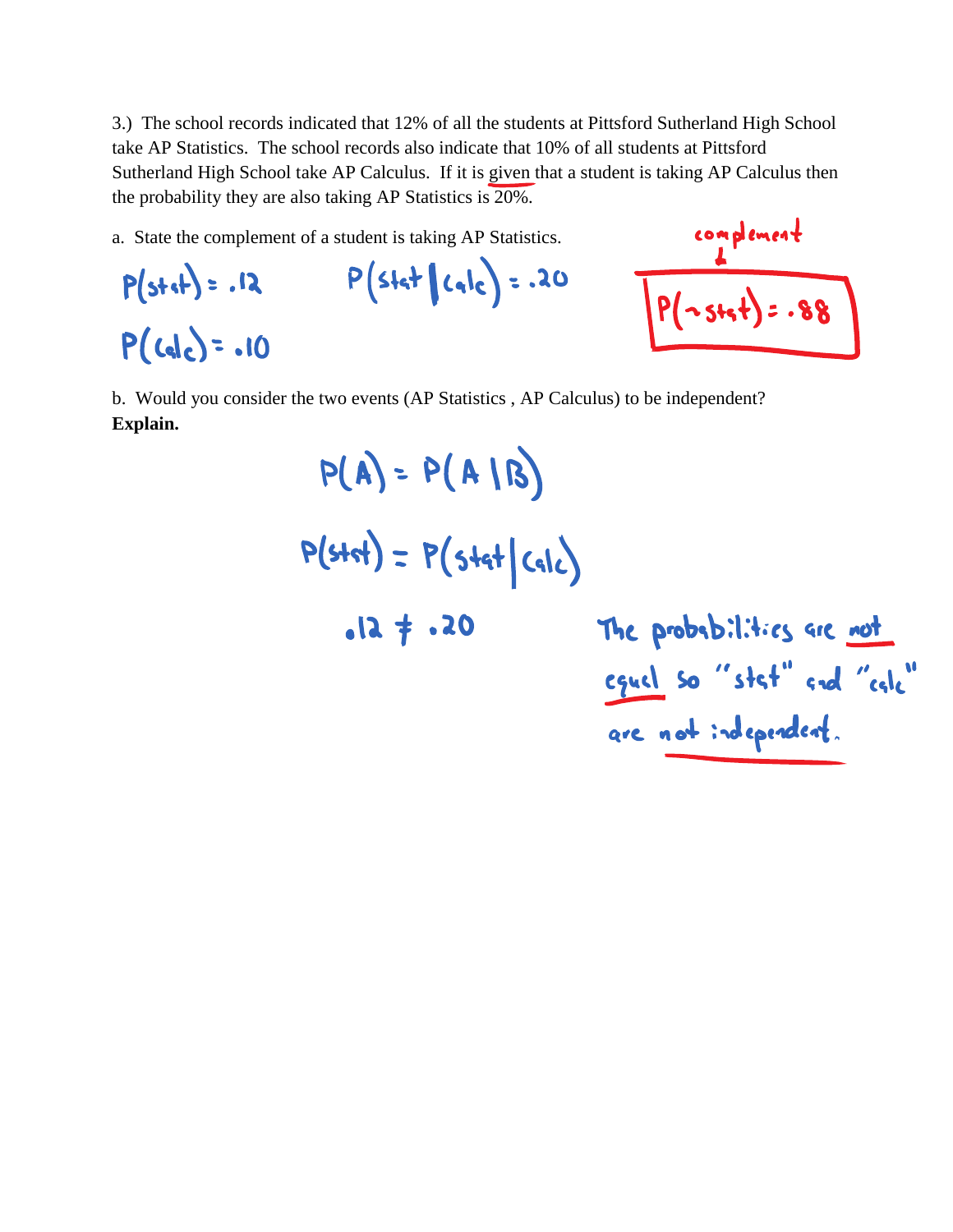3.) The school records indicated that 12% of all the students at Pittsford Sutherland High School take AP Statistics. The school records also indicate that 10% of all students at Pittsford Sutherland High School take AP Calculus. If it is given that a student is taking AP Calculus then the probability they are also taking AP Statistics is 20%.

a. State the complement of a student is taking AP Statistics.

$P(\text{stat}) = .12$ $\qquad P(\text{stat} \mid \text{calc}) = .20$

$P(\text{calc}) = .10$

complement

$P(\sim\text{stat}) = .88$

b. Would you consider the two events (AP Statistics , AP Calculus) to be independent? **Explain.**

$$P(A) = P(A \mid B)$$

$$P(\text{stat}) = P(\text{stat} \mid \text{calc})$$

$$.12 \neq .20$$

The probabilities are not equal so "stat" and "calc" are not independent.